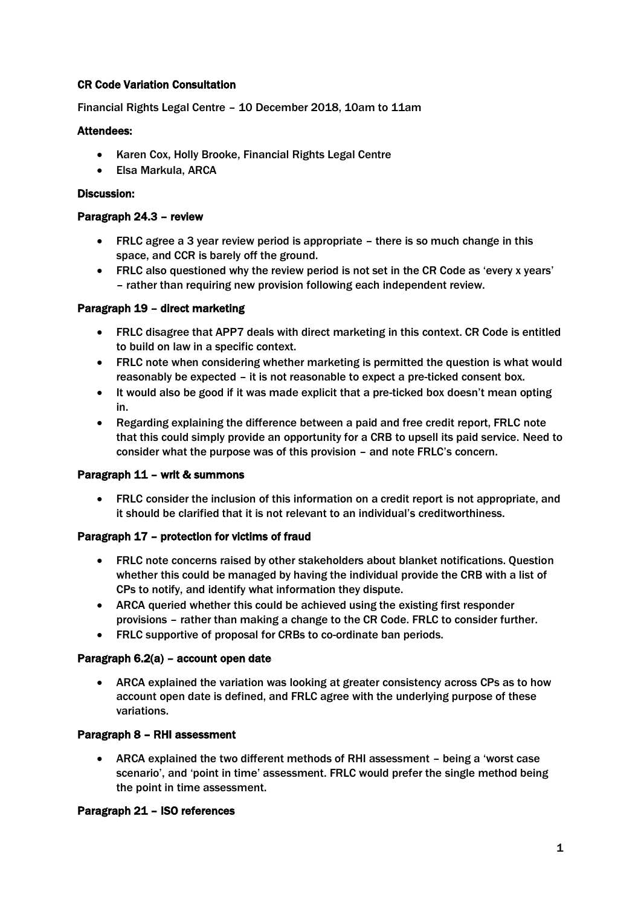**CR Code Variation Consultation**

Financial Rights Legal Centre – 10 December 2018, 10am to 11am

**Attendees:**

- Karen Cox, Holly Brooke, Financial Rights Legal Centre
- Elsa Markula, ARCA

**Discussion:**

**Paragraph 24.3 – review**

- FRLC agree a 3 year review period is appropriate – there is so much change in this space, and CCR is barely off the ground.
- FRLC also questioned why the review period is not set in the CR Code as 'every x years' – rather than requiring new provision following each independent review.

**Paragraph 19 – direct marketing**

- FRLC disagree that APP7 deals with direct marketing in this context. CR Code is entitled to build on law in a specific context.
- FRLC note when considering whether marketing is permitted the question is what would reasonably be expected – it is not reasonable to expect a pre-ticked consent box.
- It would also be good if it was made explicit that a pre-ticked box doesn't mean opting in.
- Regarding explaining the difference between a paid and free credit report, FRLC note that this could simply provide an opportunity for a CRB to upsell its paid service. Need to consider what the purpose was of this provision – and note FRLC's concern.

**Paragraph 11 – writ & summons**

- FRLC consider the inclusion of this information on a credit report is not appropriate, and it should be clarified that it is not relevant to an individual's creditworthiness.

**Paragraph 17 – protection for victims of fraud**

- FRLC note concerns raised by other stakeholders about blanket notifications. Question whether this could be managed by having the individual provide the CRB with a list of CPs to notify, and identify what information they dispute.
- ARCA queried whether this could be achieved using the existing first responder provisions – rather than making a change to the CR Code. FRLC to consider further.
- FRLC supportive of proposal for CRBs to co-ordinate ban periods.

**Paragraph 6.2(a) – account open date**

- ARCA explained the variation was looking at greater consistency across CPs as to how account open date is defined, and FRLC agree with the underlying purpose of these variations.

**Paragraph 8 – RHI assessment**

- ARCA explained the two different methods of RHI assessment – being a 'worst case scenario', and 'point in time' assessment. FRLC would prefer the single method being the point in time assessment.

**Paragraph 21 – ISO references**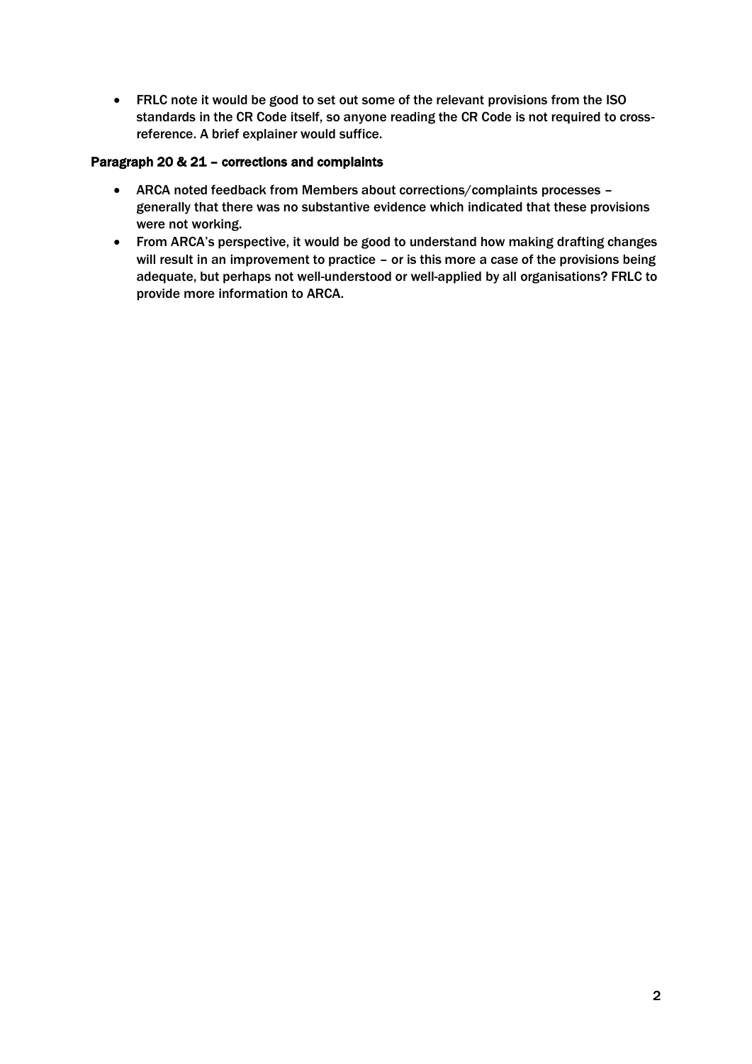- FRLC note it would be good to set out some of the relevant provisions from the ISO standards in the CR Code itself, so anyone reading the CR Code is not required to cross-reference. A brief explainer would suffice.

**Paragraph 20 & 21 – corrections and complaints**

- ARCA noted feedback from Members about corrections/complaints processes – generally that there was no substantive evidence which indicated that these provisions were not working.
- From ARCA's perspective, it would be good to understand how making drafting changes will result in an improvement to practice – or is this more a case of the provisions being adequate, but perhaps not well-understood or well-applied by all organisations? FRLC to provide more information to ARCA.